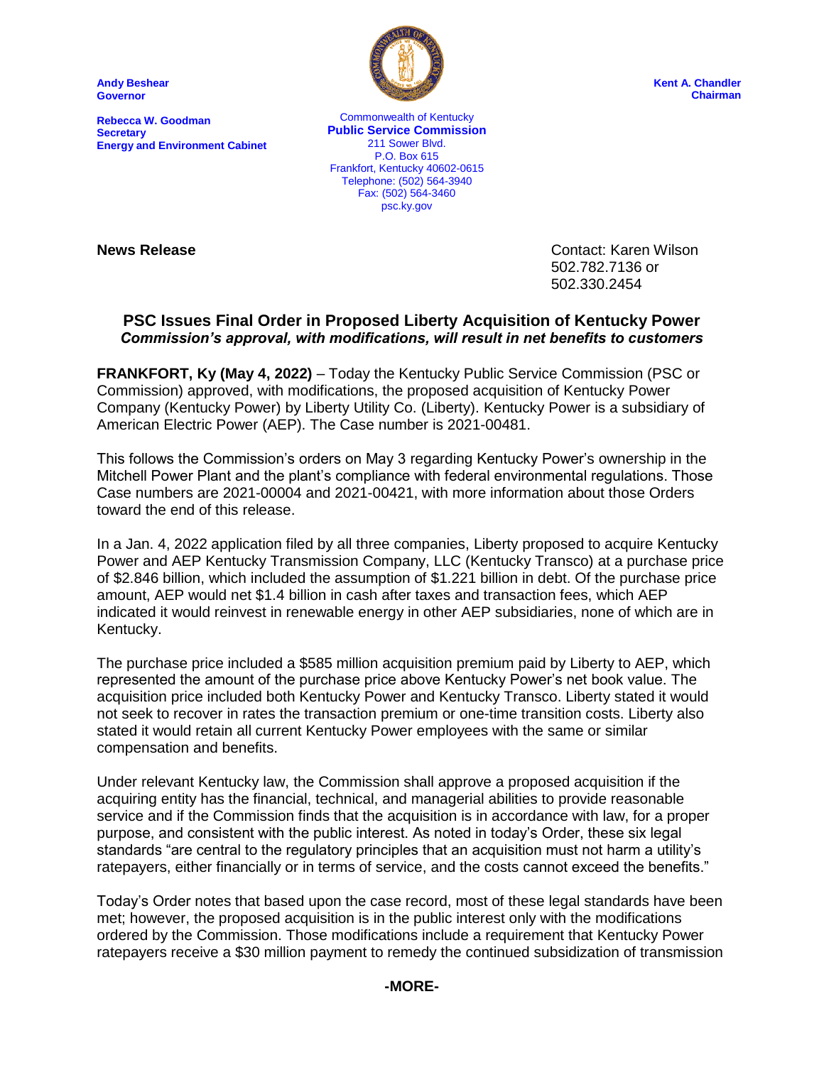**Andy Beshear**
**Governor**

**Rebecca W. Goodman**
**Secretary**
**Energy and Environment Cabinet**

Commonwealth of Kentucky
**Public Service Commission**
211 Sower Blvd.
P.O. Box 615
Frankfort, Kentucky 40602-0615
Telephone: (502) 564-3940
Fax: (502) 564-3460
psc.ky.gov

**Kent A. Chandler**
**Chairman**

**News Release**

Contact: Karen Wilson
502.782.7136 or
502.330.2454

## PSC Issues Final Order in Proposed Liberty Acquisition of Kentucky Power

***Commission's approval, with modifications, will result in net benefits to customers***

**FRANKFORT, Ky (May 4, 2022)** – Today the Kentucky Public Service Commission (PSC or Commission) approved, with modifications, the proposed acquisition of Kentucky Power Company (Kentucky Power) by Liberty Utility Co. (Liberty). Kentucky Power is a subsidiary of American Electric Power (AEP). The Case number is 2021-00481.

This follows the Commission's orders on May 3 regarding Kentucky Power's ownership in the Mitchell Power Plant and the plant's compliance with federal environmental regulations. Those Case numbers are 2021-00004 and 2021-00421, with more information about those Orders toward the end of this release.

In a Jan. 4, 2022 application filed by all three companies, Liberty proposed to acquire Kentucky Power and AEP Kentucky Transmission Company, LLC (Kentucky Transco) at a purchase price of $2.846 billion, which included the assumption of $1.221 billion in debt. Of the purchase price amount, AEP would net $1.4 billion in cash after taxes and transaction fees, which AEP indicated it would reinvest in renewable energy in other AEP subsidiaries, none of which are in Kentucky.

The purchase price included a $585 million acquisition premium paid by Liberty to AEP, which represented the amount of the purchase price above Kentucky Power's net book value. The acquisition price included both Kentucky Power and Kentucky Transco. Liberty stated it would not seek to recover in rates the transaction premium or one-time transition costs. Liberty also stated it would retain all current Kentucky Power employees with the same or similar compensation and benefits.

Under relevant Kentucky law, the Commission shall approve a proposed acquisition if the acquiring entity has the financial, technical, and managerial abilities to provide reasonable service and if the Commission finds that the acquisition is in accordance with law, for a proper purpose, and consistent with the public interest. As noted in today's Order, these six legal standards "are central to the regulatory principles that an acquisition must not harm a utility's ratepayers, either financially or in terms of service, and the costs cannot exceed the benefits."

Today's Order notes that based upon the case record, most of these legal standards have been met; however, the proposed acquisition is in the public interest only with the modifications ordered by the Commission. Those modifications include a requirement that Kentucky Power ratepayers receive a $30 million payment to remedy the continued subsidization of transmission

**-MORE-**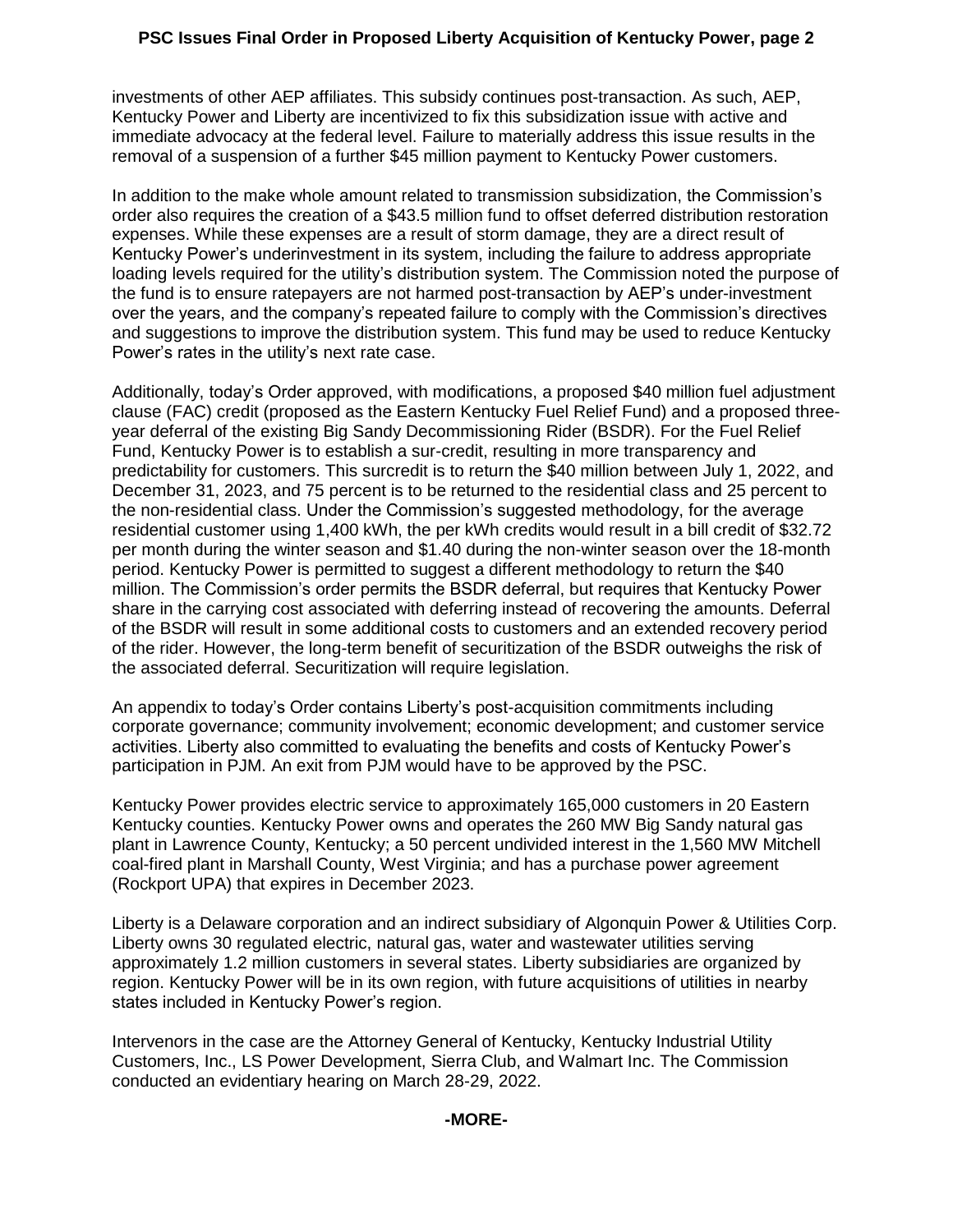investments of other AEP affiliates. This subsidy continues post-transaction. As such, AEP, Kentucky Power and Liberty are incentivized to fix this subsidization issue with active and immediate advocacy at the federal level. Failure to materially address this issue results in the removal of a suspension of a further $45 million payment to Kentucky Power customers.

In addition to the make whole amount related to transmission subsidization, the Commission's order also requires the creation of a $43.5 million fund to offset deferred distribution restoration expenses. While these expenses are a result of storm damage, they are a direct result of Kentucky Power's underinvestment in its system, including the failure to address appropriate loading levels required for the utility's distribution system. The Commission noted the purpose of the fund is to ensure ratepayers are not harmed post-transaction by AEP's under-investment over the years, and the company's repeated failure to comply with the Commission's directives and suggestions to improve the distribution system. This fund may be used to reduce Kentucky Power's rates in the utility's next rate case.

Additionally, today's Order approved, with modifications, a proposed $40 million fuel adjustment clause (FAC) credit (proposed as the Eastern Kentucky Fuel Relief Fund) and a proposed three-year deferral of the existing Big Sandy Decommissioning Rider (BSDR). For the Fuel Relief Fund, Kentucky Power is to establish a sur-credit, resulting in more transparency and predictability for customers. This surcredit is to return the $40 million between July 1, 2022, and December 31, 2023, and 75 percent is to be returned to the residential class and 25 percent to the non-residential class. Under the Commission's suggested methodology, for the average residential customer using 1,400 kWh, the per kWh credits would result in a bill credit of $32.72 per month during the winter season and $1.40 during the non-winter season over the 18-month period. Kentucky Power is permitted to suggest a different methodology to return the $40 million. The Commission's order permits the BSDR deferral, but requires that Kentucky Power share in the carrying cost associated with deferring instead of recovering the amounts. Deferral of the BSDR will result in some additional costs to customers and an extended recovery period of the rider. However, the long-term benefit of securitization of the BSDR outweighs the risk of the associated deferral. Securitization will require legislation.

An appendix to today's Order contains Liberty's post-acquisition commitments including corporate governance; community involvement; economic development; and customer service activities. Liberty also committed to evaluating the benefits and costs of Kentucky Power's participation in PJM. An exit from PJM would have to be approved by the PSC.

Kentucky Power provides electric service to approximately 165,000 customers in 20 Eastern Kentucky counties. Kentucky Power owns and operates the 260 MW Big Sandy natural gas plant in Lawrence County, Kentucky; a 50 percent undivided interest in the 1,560 MW Mitchell coal-fired plant in Marshall County, West Virginia; and has a purchase power agreement (Rockport UPA) that expires in December 2023.

Liberty is a Delaware corporation and an indirect subsidiary of Algonquin Power & Utilities Corp. Liberty owns 30 regulated electric, natural gas, water and wastewater utilities serving approximately 1.2 million customers in several states. Liberty subsidiaries are organized by region. Kentucky Power will be in its own region, with future acquisitions of utilities in nearby states included in Kentucky Power's region.

Intervenors in the case are the Attorney General of Kentucky, Kentucky Industrial Utility Customers, Inc., LS Power Development, Sierra Club, and Walmart Inc. The Commission conducted an evidentiary hearing on March 28-29, 2022.

**-MORE-**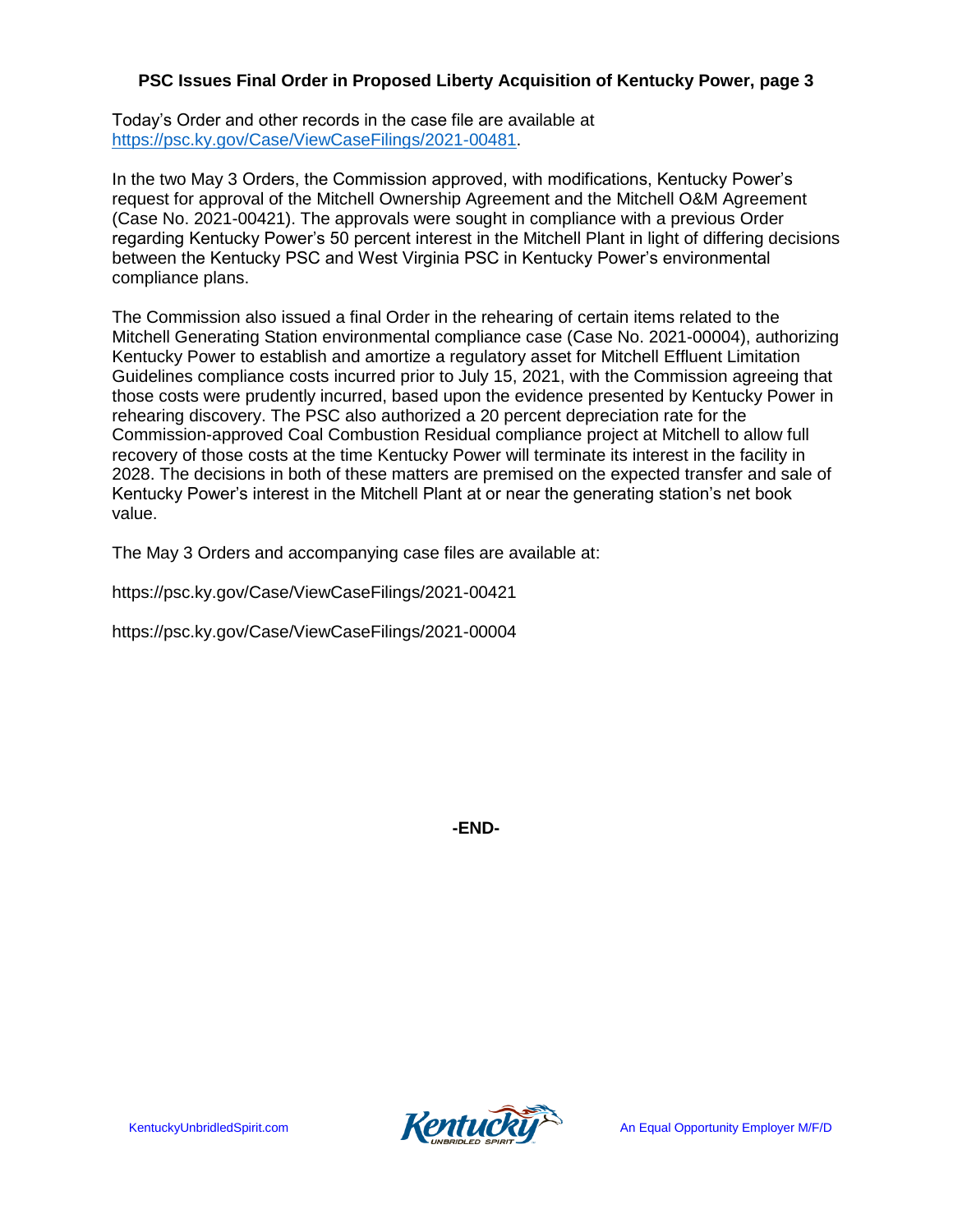Today's Order and other records in the case file are available at https://psc.ky.gov/Case/ViewCaseFilings/2021-00481.

In the two May 3 Orders, the Commission approved, with modifications, Kentucky Power's request for approval of the Mitchell Ownership Agreement and the Mitchell O&M Agreement (Case No. 2021-00421). The approvals were sought in compliance with a previous Order regarding Kentucky Power's 50 percent interest in the Mitchell Plant in light of differing decisions between the Kentucky PSC and West Virginia PSC in Kentucky Power's environmental compliance plans.

The Commission also issued a final Order in the rehearing of certain items related to the Mitchell Generating Station environmental compliance case (Case No. 2021-00004), authorizing Kentucky Power to establish and amortize a regulatory asset for Mitchell Effluent Limitation Guidelines compliance costs incurred prior to July 15, 2021, with the Commission agreeing that those costs were prudently incurred, based upon the evidence presented by Kentucky Power in rehearing discovery. The PSC also authorized a 20 percent depreciation rate for the Commission-approved Coal Combustion Residual compliance project at Mitchell to allow full recovery of those costs at the time Kentucky Power will terminate its interest in the facility in 2028. The decisions in both of these matters are premised on the expected transfer and sale of Kentucky Power's interest in the Mitchell Plant at or near the generating station's net book value.

The May 3 Orders and accompanying case files are available at:

https://psc.ky.gov/Case/ViewCaseFilings/2021-00421

https://psc.ky.gov/Case/ViewCaseFilings/2021-00004

**-END-**